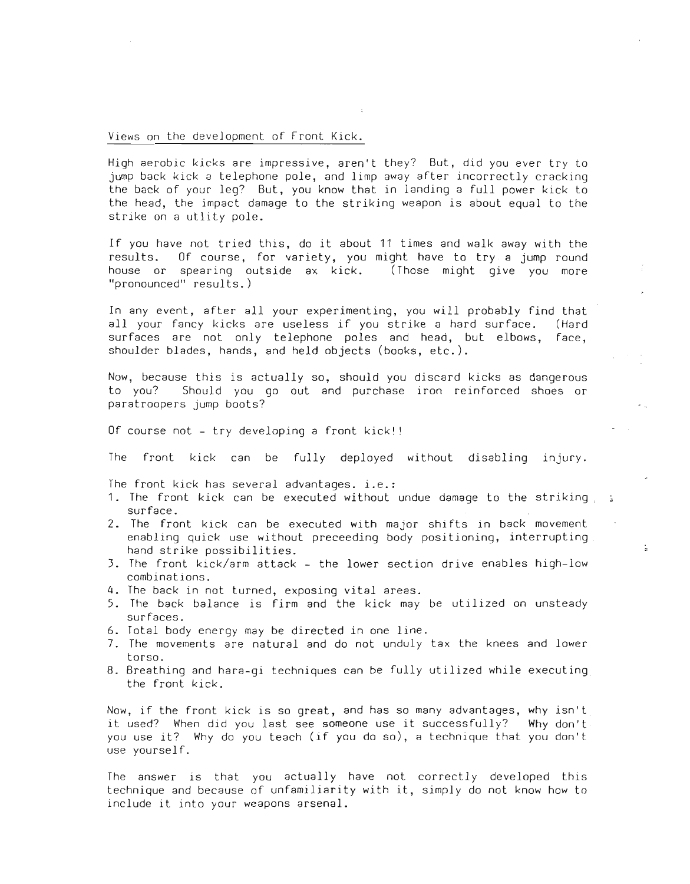Views on the development of Front Kick.

High aerobic kicks are impressive, aren't they? But, did you ever try to jump back kick a telephone pole, and limp away after incorrectly cracking the back of your leg? But, you know that in landing a full power kick to the head, the impact damage to the striking weapon is about equal to the strike on a utlity pole.

If you have not tried this, do it about 11 times and walk away with the results. Of course, for variety, you might have to try a jump round house or spearing outside ax kick. (Those might give you more "pronounced" results.)

In any event, after all your experimenting, you will probably find that all your fancy kicks are useless if you strike a hard surface. (Hard surfaces are not only telephone poles and head, but elbows, face, shoulder blades, hands, and held objects (books, etc.).

Now, because this is actually so, should you discard kicks as dangerous to you? Should you go out and purchase iron reinforced shoes or paratroopers jump boots?

Of course not - try developing a front kick!!

The front kick can be fully deployed without disabling injury.

The front kick has several advantages. i.e.:

1. The front kick can be executed without undue damage to the striking surface.
2. The front kick can be executed with major shifts in back movement enabling quick use without preceeding body positioning, interrupting hand strike possibilities.
3. The front kick/arm attack - the lower section drive enables high-low combinations.
4. The back in not turned, exposing vital areas.
5. The back balance is firm and the kick may be utilized on unsteady surfaces.
6. Total body energy may be directed in one line.
7. The movements are natural and do not unduly tax the knees and lower torso.
8. Breathing and hara-gi techniques can be fully utilized while executing the front kick.

Now, if the front kick is so great, and has so many advantages, why isn't it used? When did you last see someone use it successfully? Why don't you use it? Why do you teach (if you do so), a technique that you don't use yourself.

The answer is that you actually have not correctly developed this technique and because of unfamiliarity with it, simply do not know how to include it into your weapons arsenal.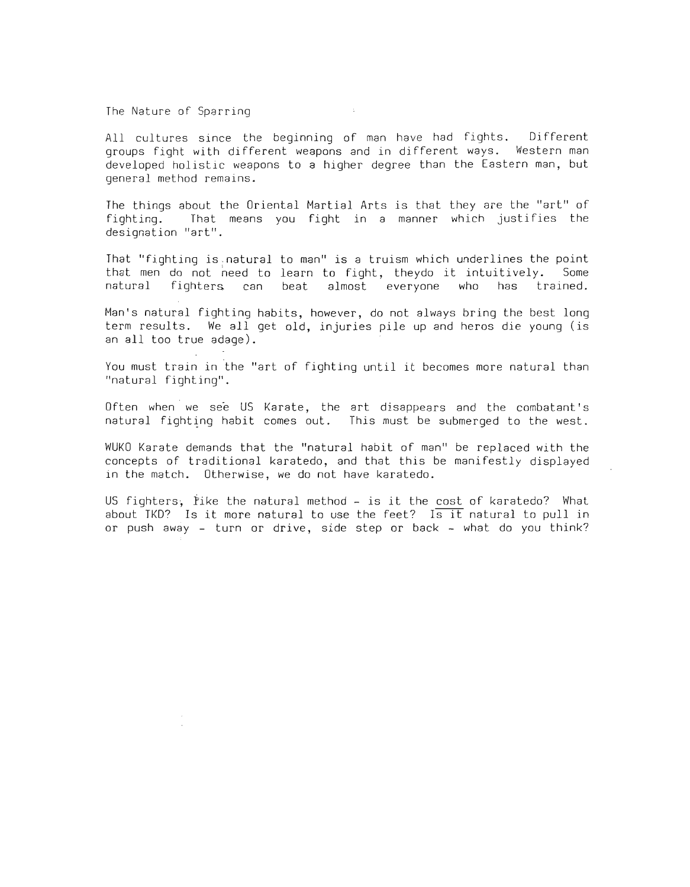The Nature of Sparring

All cultures since the beginning of man have had fights. Different groups fight with different weapons and in different ways. Western man developed holistic weapons to a higher degree than the Eastern man, but general method remains.

The things about the Oriental Martial Arts is that they are the "art" of fighting. That means you fight in a manner which justifies the designation "art".

That "fighting is natural to man" is a truism which underlines the point that men do not need to learn to fight, theydo it intuitively. Some natural fighters can beat almost everyone who has trained.

Man's natural fighting habits, however, do not always bring the best long term results. We all get old, injuries pile up and heros die young (is an all too true adage).

You must train in the "art of fighting until it becomes more natural than "natural fighting".

Often when we see US Karate, the art disappears and the combatant's natural fighting habit comes out. This must be submerged to the west.

WUKO Karate demands that the "natural habit of man" be replaced with the concepts of traditional karatedo, and that this be manifestly displayed in the match. Otherwise, we do not have karatedo.

US fighters, like the natural method - is it the cost of karatedo? What about TKD? Is it more natural to use the feet? Is it natural to pull in or push away - turn or drive, side step or back - what do you think?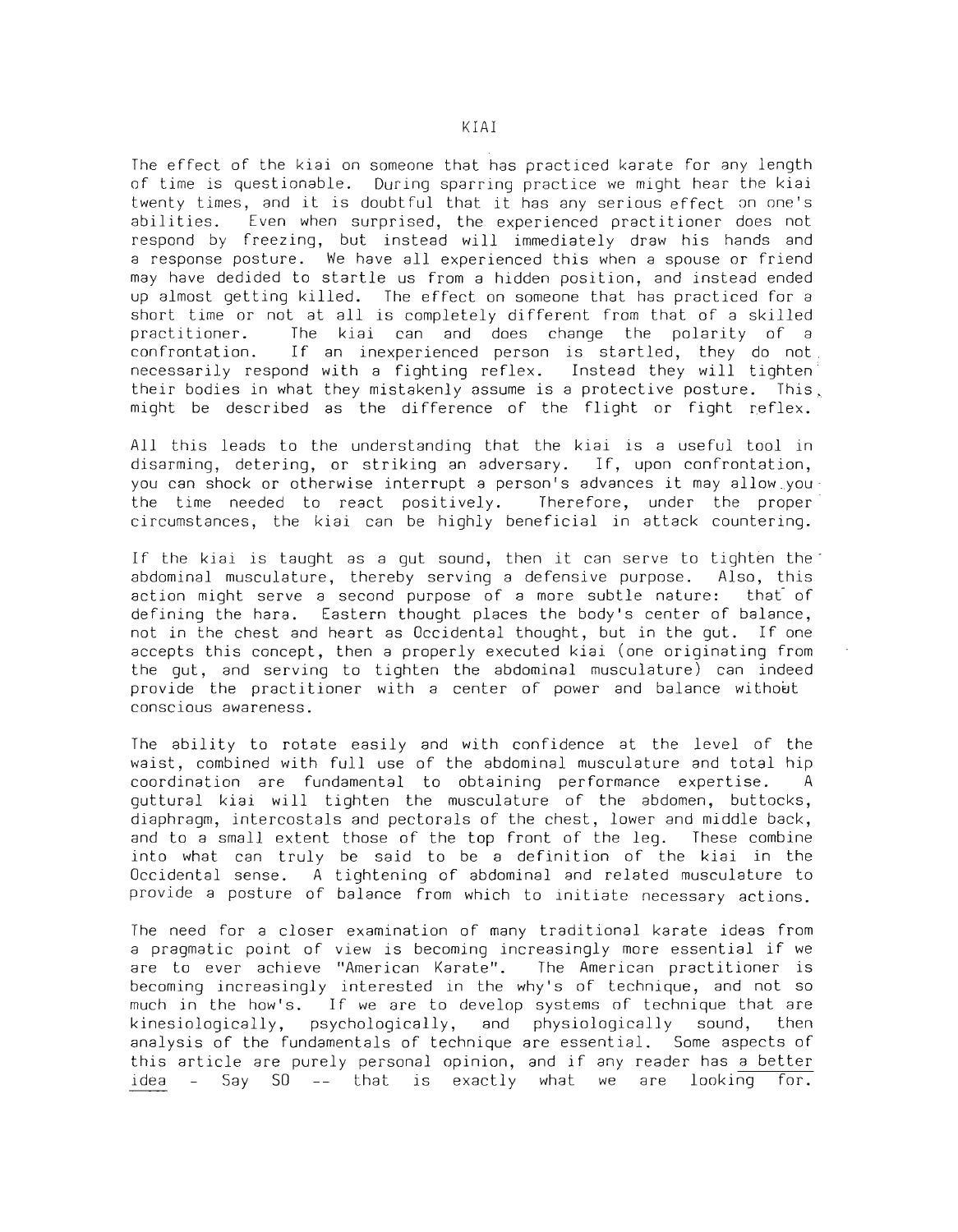# KIAI

The effect of the kiai on someone that has practiced karate for any length of time is questionable. During sparring practice we might hear the kiai twenty times, and it is doubtful that it has any serious effect on one's abilities. Even when surprised, the experienced practitioner does not respond by freezing, but instead will immediately draw his hands and a response posture. We have all experienced this when a spouse or friend may have dedided to startle us from a hidden position, and instead ended up almost getting killed. The effect on someone that has practiced for a short time or not at all is completely different from that of a skilled practitioner. The kiai can and does change the polarity of a confrontation. If an inexperienced person is startled, they do not necessarily respond with a fighting reflex. Instead they will tighten their bodies in what they mistakenly assume is a protective posture. This might be described as the difference of the flight or fight reflex.

All this leads to the understanding that the kiai is a useful tool in disarming, detering, or striking an adversary. If, upon confrontation, you can shock or otherwise interrupt a person's advances it may allow you the time needed to react positively. Therefore, under the proper circumstances, the kiai can be highly beneficial in attack countering.

If the kiai is taught as a gut sound, then it can serve to tighten the abdominal musculature, thereby serving a defensive purpose. Also, this action might serve a second purpose of a more subtle nature: that of defining the hara. Eastern thought places the body's center of balance, not in the chest and heart as Occidental thought, but in the gut. If one accepts this concept, then a properly executed kiai (one originating from the gut, and serving to tighten the abdominal musculature) can indeed provide the practitioner with a center of power and balance without conscious awareness.

The ability to rotate easily and with confidence at the level of the waist, combined with full use of the abdominal musculature and total hip coordination are fundamental to obtaining performance expertise. A guttural kiai will tighten the musculature of the abdomen, buttocks, diaphragm, intercostals and pectorals of the chest, lower and middle back, and to a small extent those of the top front of the leg. These combine into what can truly be said to be a definition of the kiai in the Occidental sense. A tightening of abdominal and related musculature to provide a posture of balance from which to initiate necessary actions.

The need for a closer examination of many traditional karate ideas from a pragmatic point of view is becoming increasingly more essential if we are to ever achieve "American Karate". The American practitioner is becoming increasingly interested in the why's of technique, and not so much in the how's. If we are to develop systems of technique that are kinesiologically, psychologically, and physiologically sound, then analysis of the fundamentals of technique are essential. Some aspects of this article are purely personal opinion, and if any reader has <u>a better idea</u> - Say SO -- that is exactly what we are looking for.